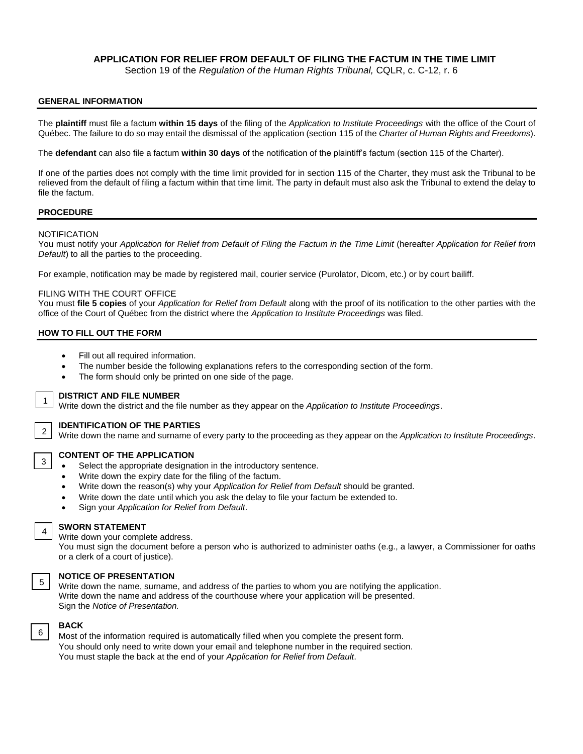# APPLICATION FOR RELIEF FROM DEFAULT OF FILING THE FACTUM IN THE TIME LIMIT

Section 19 of the *Regulation of the Human Rights Tribunal,* CQLR, c. C-12, r. 6

## GENERAL INFORMATION

The **plaintiff** must file a factum **within 15 days** of the filing of the *Application to Institute Proceedings* with the office of the Court of Québec. The failure to do so may entail the dismissal of the application (section 115 of the *Charter of Human Rights and Freedoms*).

The **defendant** can also file a factum **within 30 days** of the notification of the plaintiff's factum (section 115 of the Charter).

If one of the parties does not comply with the time limit provided for in section 115 of the Charter, they must ask the Tribunal to be relieved from the default of filing a factum within that time limit. The party in default must also ask the Tribunal to extend the delay to file the factum.

## PROCEDURE

NOTIFICATION

You must notify your *Application for Relief from Default of Filing the Factum in the Time Limit* (hereafter *Application for Relief from Default*) to all the parties to the proceeding.

For example, notification may be made by registered mail, courier service (Purolator, Dicom, etc.) or by court bailiff.

FILING WITH THE COURT OFFICE

You must **file 5 copies** of your *Application for Relief from Default* along with the proof of its notification to the other parties with the office of the Court of Québec from the district where the *Application to Institute Proceedings* was filed.

## HOW TO FILL OUT THE FORM

- Fill out all required information.
- The number beside the following explanations refers to the corresponding section of the form.
- The form should only be printed on one side of the page.

1 **DISTRICT AND FILE NUMBER**

Write down the district and the file number as they appear on the *Application to Institute Proceedings*.

2 **IDENTIFICATION OF THE PARTIES**

Write down the name and surname of every party to the proceeding as they appear on the *Application to Institute Proceedings*.

3 **CONTENT OF THE APPLICATION**

- Select the appropriate designation in the introductory sentence.
- Write down the expiry date for the filing of the factum.
- Write down the reason(s) why your *Application for Relief from Default* should be granted.
- Write down the date until which you ask the delay to file your factum be extended to.
- Sign your *Application for Relief from Default*.

4 **SWORN STATEMENT**

Write down your complete address.
You must sign the document before a person who is authorized to administer oaths (e.g., a lawyer, a Commissioner for oaths or a clerk of a court of justice).

5 **NOTICE OF PRESENTATION**

Write down the name, surname, and address of the parties to whom you are notifying the application.
Write down the name and address of the courthouse where your application will be presented.
Sign the *Notice of Presentation.*

6 **BACK**

Most of the information required is automatically filled when you complete the present form.
You should only need to write down your email and telephone number in the required section.
You must staple the back at the end of your *Application for Relief from Default*.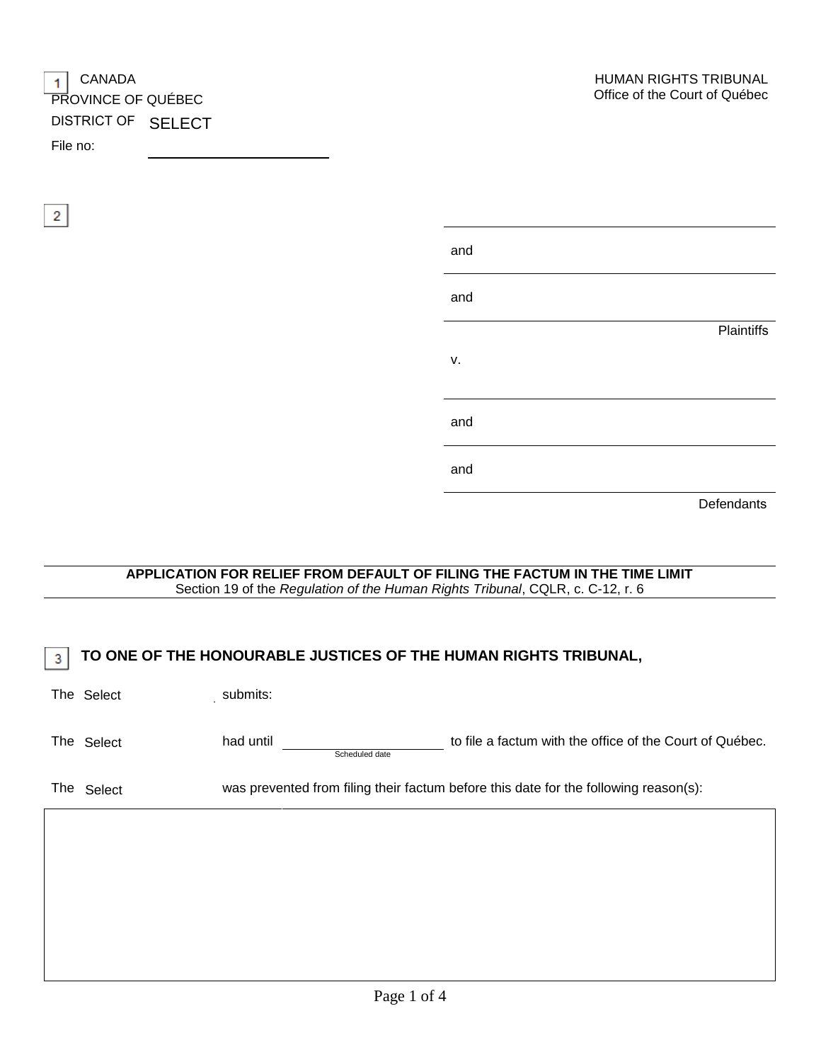1 CANADA
PROVINCE OF QUÉBEC
DISTRICT OF SELECT
File no: ____________________

HUMAN RIGHTS TRIBUNAL
Office of the Court of Québec

2

____________________

and ____________________

and ____________________

Plaintiffs

v.

____________________

and ____________________

and ____________________

Defendants

---

**APPLICATION FOR RELIEF FROM DEFAULT OF FILING THE FACTUM IN THE TIME LIMIT**
Section 19 of the *Regulation of the Human Rights Tribunal*, CQLR, c. C-12, r. 6

---

3 **TO ONE OF THE HONOURABLE JUSTICES OF THE HUMAN RIGHTS TRIBUNAL,**

The Select submits:

The Select had until ____________________ (Scheduled date) to file a factum with the office of the Court of Québec.

The Select was prevented from filing their factum before this date for the following reason(s):

| |
|---|
| |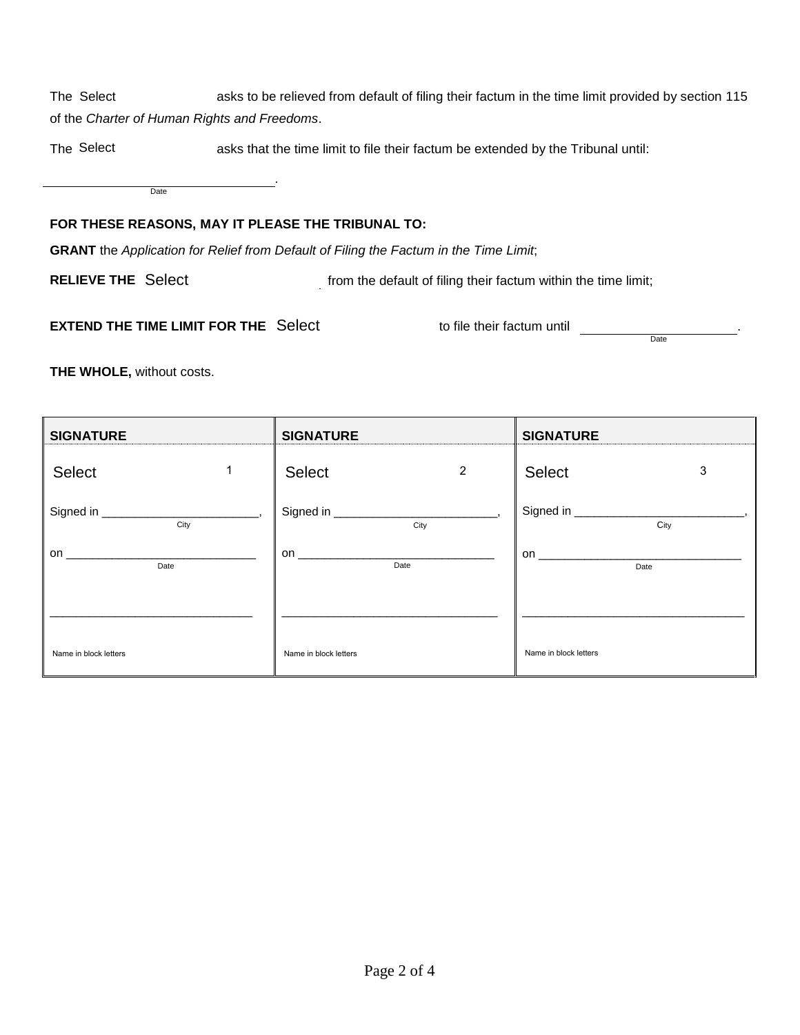The Select asks to be relieved from default of filing their factum in the time limit provided by section 115 of the *Charter of Human Rights and Freedoms*.

The Select asks that the time limit to file their factum be extended by the Tribunal until:

_______________________________.
Date

**FOR THESE REASONS, MAY IT PLEASE THE TRIBUNAL TO:**

**GRANT** the *Application for Relief from Default of Filing the Factum in the Time Limit*;

**RELIEVE THE** Select from the default of filing their factum within the time limit;

**EXTEND THE TIME LIMIT FOR THE** Select to file their factum until _______________________.
Date

**THE WHOLE,** without costs.

| **SIGNATURE** | **SIGNATURE** | **SIGNATURE** |
|---|---|---|
| Select 1 | Select 2 | Select 3 |
| Signed in ________________________, (City) | Signed in ________________________, (City) | Signed in ________________________, (City) |
| on ____________________________ (Date) | on ____________________________ (Date) | on ____________________________ (Date) |
| ______________________________ | ______________________________ | ______________________________ |
| Name in block letters | Name in block letters | Name in block letters |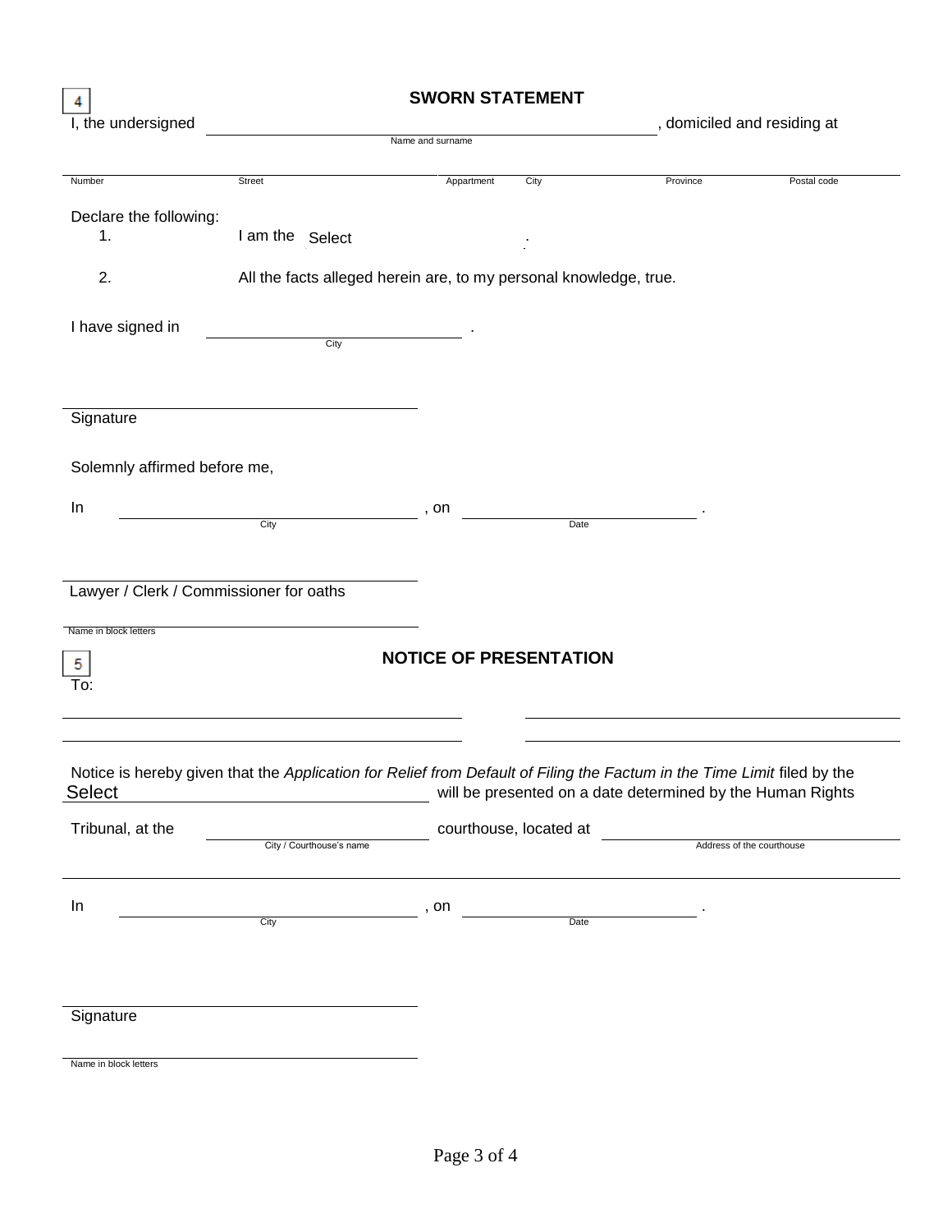4

## SWORN STATEMENT

I, the undersigned \_\_\_\_\_\_\_\_\_\_\_\_\_\_\_\_\_\_\_\_\_\_\_\_\_\_\_\_\_\_\_\_ , domiciled and residing at
Name and surname

\_\_\_\_\_\_\_\_\_\_\_\_\_\_\_\_\_\_\_\_\_\_\_\_\_\_\_\_\_\_\_\_\_\_\_\_\_\_\_\_\_\_\_\_\_\_\_\_\_\_\_\_\_\_\_\_\_\_\_\_\_\_\_\_\_\_\_\_\_\_\_\_
Number | Street | Appartment | City | Province | Postal code

Declare the following:

1. I am the Select .

2. All the facts alleged herein are, to my personal knowledge, true.

I have signed in \_\_\_\_\_\_\_\_\_\_\_\_\_\_\_\_\_\_\_\_ .
City

\_\_\_\_\_\_\_\_\_\_\_\_\_\_\_\_\_\_\_\_\_\_\_\_\_\_\_\_\_\_
Signature

Solemnly affirmed before me,

In \_\_\_\_\_\_\_\_\_\_\_\_\_\_\_\_\_\_\_\_ , on \_\_\_\_\_\_\_\_\_\_\_\_\_\_\_\_\_\_\_\_ .
City | Date

\_\_\_\_\_\_\_\_\_\_\_\_\_\_\_\_\_\_\_\_\_\_\_\_\_\_\_\_\_\_
Lawyer / Clerk / Commissioner for oaths

\_\_\_\_\_\_\_\_\_\_\_\_\_\_\_\_\_\_\_\_\_\_\_\_\_\_\_\_\_\_
Name in block letters

5

## NOTICE OF PRESENTATION

To:

\_\_\_\_\_\_\_\_\_\_\_\_\_\_\_\_\_\_\_\_\_\_\_\_\_\_\_\_\_\_ \_\_\_\_\_\_\_\_\_\_\_\_\_\_\_\_\_\_\_\_\_\_\_\_\_\_\_\_\_\_

\_\_\_\_\_\_\_\_\_\_\_\_\_\_\_\_\_\_\_\_\_\_\_\_\_\_\_\_\_\_ \_\_\_\_\_\_\_\_\_\_\_\_\_\_\_\_\_\_\_\_\_\_\_\_\_\_\_\_\_\_

Notice is hereby given that the *Application for Relief from Default of Filing the Factum in the Time Limit* filed by the Select \_\_\_\_\_\_\_\_\_\_\_\_\_\_\_\_\_\_\_\_ will be presented on a date determined by the Human Rights Tribunal, at the \_\_\_\_\_\_\_\_\_\_\_\_\_\_\_\_\_\_\_\_ courthouse, located at \_\_\_\_\_\_\_\_\_\_\_\_\_\_\_\_\_\_\_\_
City / Courthouse's name | Address of the courthouse

\_\_\_\_\_\_\_\_\_\_\_\_\_\_\_\_\_\_\_\_\_\_\_\_\_\_\_\_\_\_\_\_\_\_\_\_\_\_\_\_\_\_\_\_\_\_\_\_\_\_\_\_\_\_\_\_\_\_\_\_\_\_\_\_\_\_\_\_\_\_\_\_

In \_\_\_\_\_\_\_\_\_\_\_\_\_\_\_\_\_\_\_\_ , on \_\_\_\_\_\_\_\_\_\_\_\_\_\_\_\_\_\_\_\_ .
City | Date

\_\_\_\_\_\_\_\_\_\_\_\_\_\_\_\_\_\_\_\_\_\_\_\_\_\_\_\_\_\_
Signature

\_\_\_\_\_\_\_\_\_\_\_\_\_\_\_\_\_\_\_\_\_\_\_\_\_\_\_\_\_\_
Name in block letters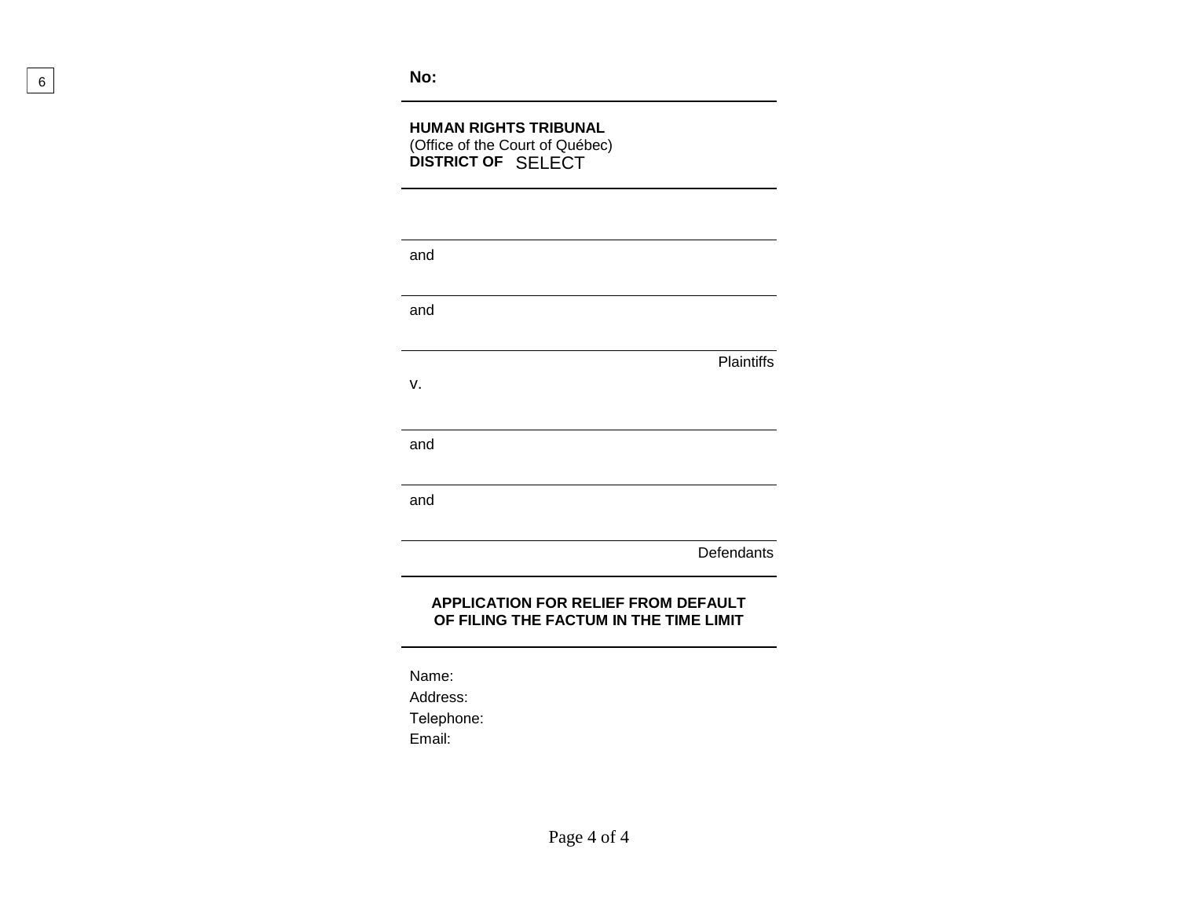6

**No:**

---

**HUMAN RIGHTS TRIBUNAL**
(Office of the Court of Québec)
**DISTRICT OF** SELECT

---

and

---

and

---

Plaintiffs

v.

---

and

---

and

---

Defendants

---

**APPLICATION FOR RELIEF FROM DEFAULT OF FILING THE FACTUM IN THE TIME LIMIT**

---

Name:
Address:
Telephone:
Email: